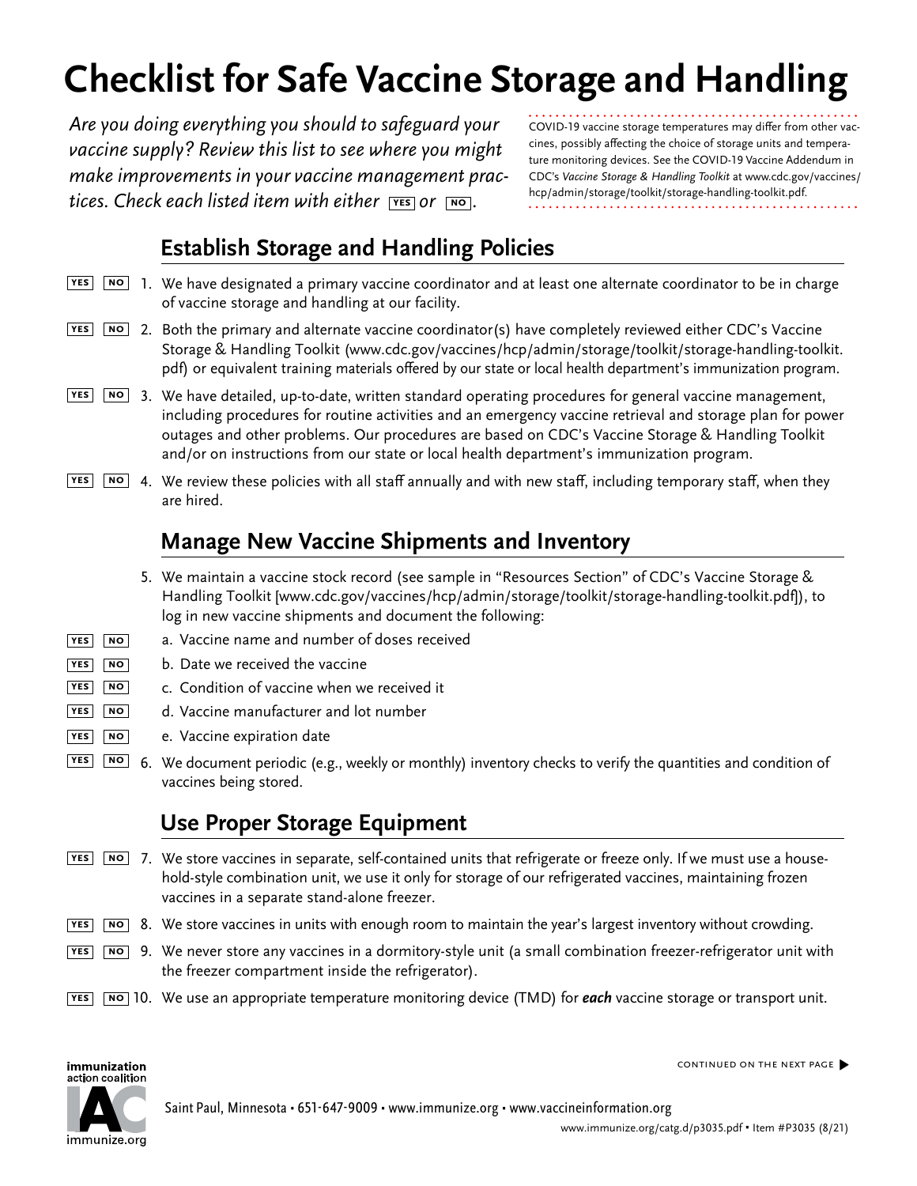# Checklist for Safe Vaccine Storage and Handling

*Are you doing everything you should to safeguard your vaccine supply? Review this list to see where you might make improvements in your vaccine management practices. Check each listed item with either* YES *or* NO.

COVID-19 vaccine storage temperatures may differ from other vaccines, possibly affecting the choice of storage units and temperature monitoring devices. See the COVID-19 Vaccine Addendum in CDC's *Vaccine Storage & Handling Toolkit* at www.cdc.gov/vaccines/hcp/admin/storage/toolkit/storage-handling-toolkit.pdf.

## Establish Storage and Handling Policies

YES NO 1. We have designated a primary vaccine coordinator and at least one alternate coordinator to be in charge of vaccine storage and handling at our facility.

YES NO 2. Both the primary and alternate vaccine coordinator(s) have completely reviewed either CDC's Vaccine Storage & Handling Toolkit (www.cdc.gov/vaccines/hcp/admin/storage/toolkit/storage-handling-toolkit.pdf) or equivalent training materials offered by our state or local health department's immunization program.

YES NO 3. We have detailed, up-to-date, written standard operating procedures for general vaccine management, including procedures for routine activities and an emergency vaccine retrieval and storage plan for power outages and other problems. Our procedures are based on CDC's Vaccine Storage & Handling Toolkit and/or on instructions from our state or local health department's immunization program.

YES NO 4. We review these policies with all staff annually and with new staff, including temporary staff, when they are hired.

## Manage New Vaccine Shipments and Inventory

5. We maintain a vaccine stock record (see sample in "Resources Section" of CDC's Vaccine Storage & Handling Toolkit [www.cdc.gov/vaccines/hcp/admin/storage/toolkit/storage-handling-toolkit.pdf]), to log in new vaccine shipments and document the following:

YES NO a. Vaccine name and number of doses received

YES NO b. Date we received the vaccine

YES NO c. Condition of vaccine when we received it

YES NO d. Vaccine manufacturer and lot number

YES NO e. Vaccine expiration date

YES NO 6. We document periodic (e.g., weekly or monthly) inventory checks to verify the quantities and condition of vaccines being stored.

## Use Proper Storage Equipment

YES NO 7. We store vaccines in separate, self-contained units that refrigerate or freeze only. If we must use a household-style combination unit, we use it only for storage of our refrigerated vaccines, maintaining frozen vaccines in a separate stand-alone freezer.

YES NO 8. We store vaccines in units with enough room to maintain the year's largest inventory without crowding.

YES NO 9. We never store any vaccines in a dormitory-style unit (a small combination freezer-refrigerator unit with the freezer compartment inside the refrigerator).

YES NO 10. We use an appropriate temperature monitoring device (TMD) for ***each*** vaccine storage or transport unit.

CONTINUED ON THE NEXT PAGE ▶

immunization action coalition

Saint Paul, Minnesota • 651-647-9009 • www.immunize.org • www.vaccineinformation.org

www.immunize.org/catg.d/p3035.pdf • Item #P3035 (8/21)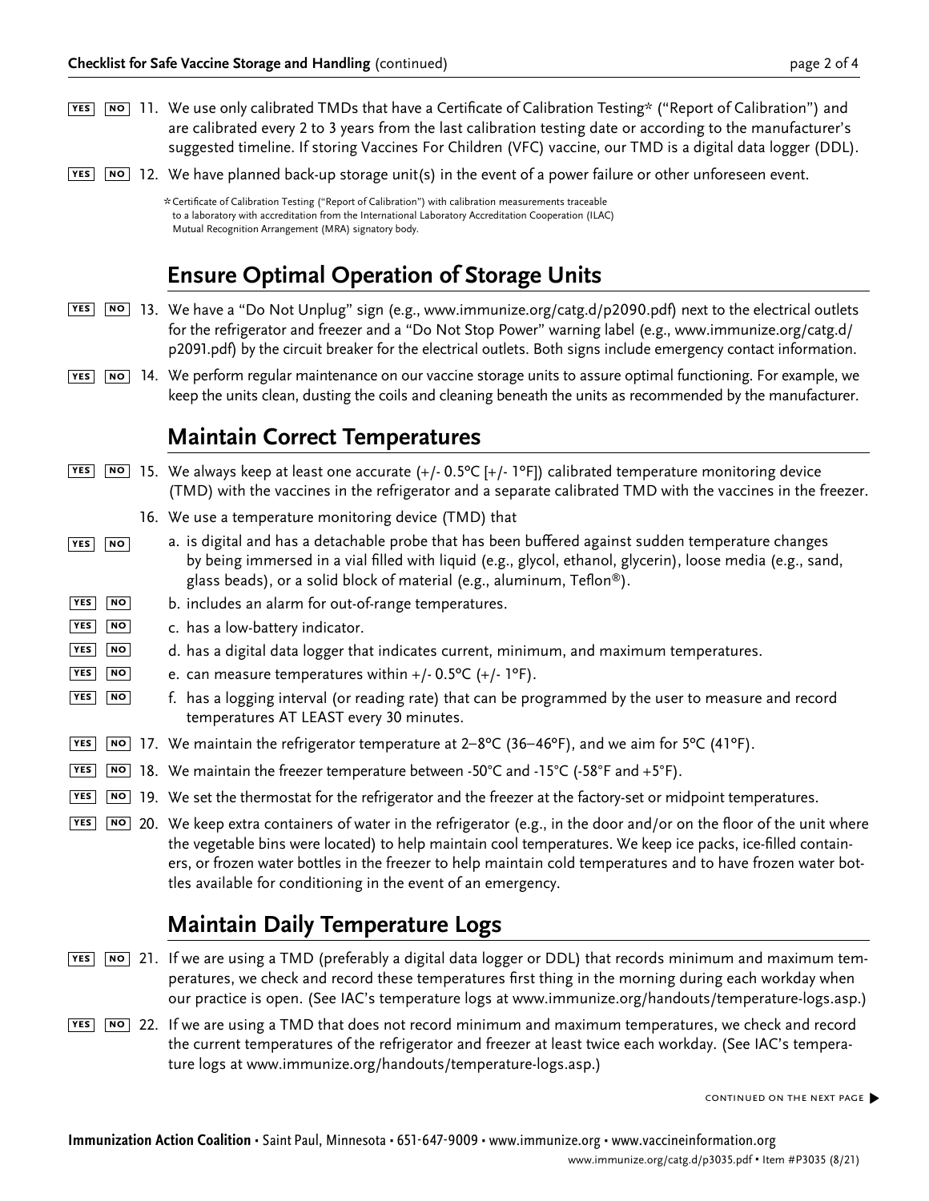YES NO 11. We use only calibrated TMDs that have a Certificate of Calibration Testing* ("Report of Calibration") and are calibrated every 2 to 3 years from the last calibration testing date or according to the manufacturer's suggested timeline. If storing Vaccines For Children (VFC) vaccine, our TMD is a digital data logger (DDL).

YES NO 12. We have planned back-up storage unit(s) in the event of a power failure or other unforeseen event.

*Certificate of Calibration Testing ("Report of Calibration") with calibration measurements traceable to a laboratory with accreditation from the International Laboratory Accreditation Cooperation (ILAC) Mutual Recognition Arrangement (MRA) signatory body.

## Ensure Optimal Operation of Storage Units

YES NO 13. We have a "Do Not Unplug" sign (e.g., www.immunize.org/catg.d/p2090.pdf) next to the electrical outlets for the refrigerator and freezer and a "Do Not Stop Power" warning label (e.g., www.immunize.org/catg.d/p2091.pdf) by the circuit breaker for the electrical outlets. Both signs include emergency contact information.

YES NO 14. We perform regular maintenance on our vaccine storage units to assure optimal functioning. For example, we keep the units clean, dusting the coils and cleaning beneath the units as recommended by the manufacturer.

## Maintain Correct Temperatures

YES NO 15. We always keep at least one accurate (+/- 0.5°C [+/- 1°F]) calibrated temperature monitoring device (TMD) with the vaccines in the refrigerator and a separate calibrated TMD with the vaccines in the freezer.

16. We use a temperature monitoring device (TMD) that

YES NO a. is digital and has a detachable probe that has been buffered against sudden temperature changes by being immersed in a vial filled with liquid (e.g., glycol, ethanol, glycerin), loose media (e.g., sand, glass beads), or a solid block of material (e.g., aluminum, Teflon®).

YES NO b. includes an alarm for out-of-range temperatures.

YES NO c. has a low-battery indicator.

YES NO d. has a digital data logger that indicates current, minimum, and maximum temperatures.

YES NO e. can measure temperatures within +/- 0.5°C (+/- 1°F).

YES NO f. has a logging interval (or reading rate) that can be programmed by the user to measure and record temperatures AT LEAST every 30 minutes.

YES NO 17. We maintain the refrigerator temperature at 2–8°C (36–46°F), and we aim for 5°C (41°F).

YES NO 18. We maintain the freezer temperature between -50°C and -15°C (-58°F and +5°F).

YES NO 19. We set the thermostat for the refrigerator and the freezer at the factory-set or midpoint temperatures.

YES NO 20. We keep extra containers of water in the refrigerator (e.g., in the door and/or on the floor of the unit where the vegetable bins were located) to help maintain cool temperatures. We keep ice packs, ice-filled containers, or frozen water bottles in the freezer to help maintain cold temperatures and to have frozen water bottles available for conditioning in the event of an emergency.

## Maintain Daily Temperature Logs

YES NO 21. If we are using a TMD (preferably a digital data logger or DDL) that records minimum and maximum temperatures, we check and record these temperatures first thing in the morning during each workday when our practice is open. (See IAC's temperature logs at www.immunize.org/handouts/temperature-logs.asp.)

YES NO 22. If we are using a TMD that does not record minimum and maximum temperatures, we check and record the current temperatures of the refrigerator and freezer at least twice each workday. (See IAC's temperature logs at www.immunize.org/handouts/temperature-logs.asp.)

CONTINUED ON THE NEXT PAGE ▶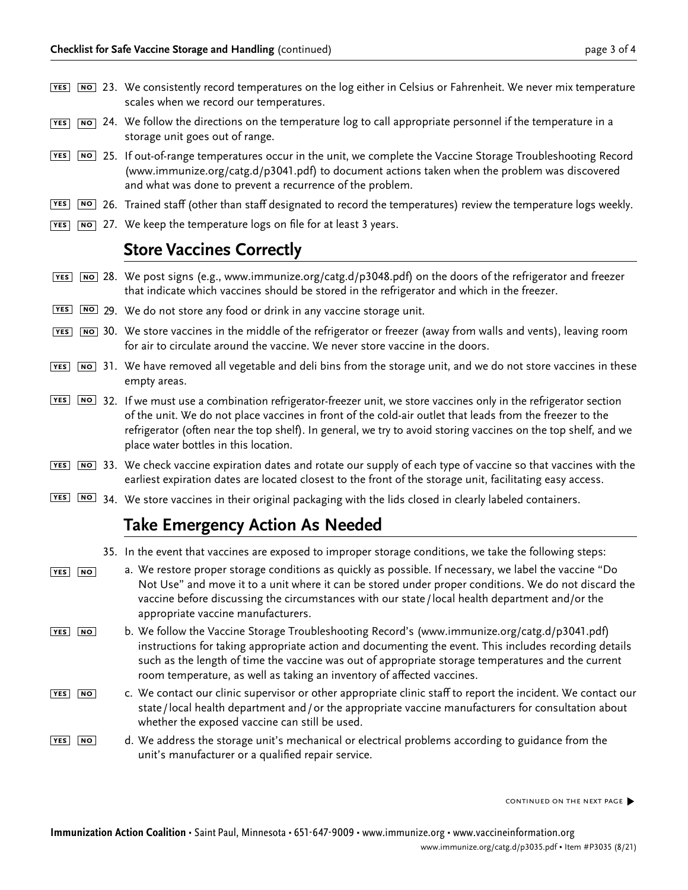YES NO 23. We consistently record temperatures on the log either in Celsius or Fahrenheit. We never mix temperature scales when we record our temperatures.

YES NO 24. We follow the directions on the temperature log to call appropriate personnel if the temperature in a storage unit goes out of range.

YES NO 25. If out-of-range temperatures occur in the unit, we complete the Vaccine Storage Troubleshooting Record (www.immunize.org/catg.d/p3041.pdf) to document actions taken when the problem was discovered and what was done to prevent a recurrence of the problem.

YES NO 26. Trained staff (other than staff designated to record the temperatures) review the temperature logs weekly.

YES NO 27. We keep the temperature logs on file for at least 3 years.

## Store Vaccines Correctly

YES NO 28. We post signs (e.g., www.immunize.org/catg.d/p3048.pdf) on the doors of the refrigerator and freezer that indicate which vaccines should be stored in the refrigerator and which in the freezer.

YES NO 29. We do not store any food or drink in any vaccine storage unit.

YES NO 30. We store vaccines in the middle of the refrigerator or freezer (away from walls and vents), leaving room for air to circulate around the vaccine. We never store vaccine in the doors.

YES NO 31. We have removed all vegetable and deli bins from the storage unit, and we do not store vaccines in these empty areas.

YES NO 32. If we must use a combination refrigerator-freezer unit, we store vaccines only in the refrigerator section of the unit. We do not place vaccines in front of the cold-air outlet that leads from the freezer to the refrigerator (often near the top shelf). In general, we try to avoid storing vaccines on the top shelf, and we place water bottles in this location.

YES NO 33. We check vaccine expiration dates and rotate our supply of each type of vaccine so that vaccines with the earliest expiration dates are located closest to the front of the storage unit, facilitating easy access.

YES NO 34. We store vaccines in their original packaging with the lids closed in clearly labeled containers.

## Take Emergency Action As Needed

35. In the event that vaccines are exposed to improper storage conditions, we take the following steps:

YES NO a. We restore proper storage conditions as quickly as possible. If necessary, we label the vaccine "Do Not Use" and move it to a unit where it can be stored under proper conditions. We do not discard the vaccine before discussing the circumstances with our state / local health department and/or the appropriate vaccine manufacturers.

YES NO b. We follow the Vaccine Storage Troubleshooting Record's (www.immunize.org/catg.d/p3041.pdf) instructions for taking appropriate action and documenting the event. This includes recording details such as the length of time the vaccine was out of appropriate storage temperatures and the current room temperature, as well as taking an inventory of affected vaccines.

YES NO c. We contact our clinic supervisor or other appropriate clinic staff to report the incident. We contact our state / local health department and / or the appropriate vaccine manufacturers for consultation about whether the exposed vaccine can still be used.

YES NO d. We address the storage unit's mechanical or electrical problems according to guidance from the unit's manufacturer or a qualified repair service.

CONTINUED ON THE NEXT PAGE ▶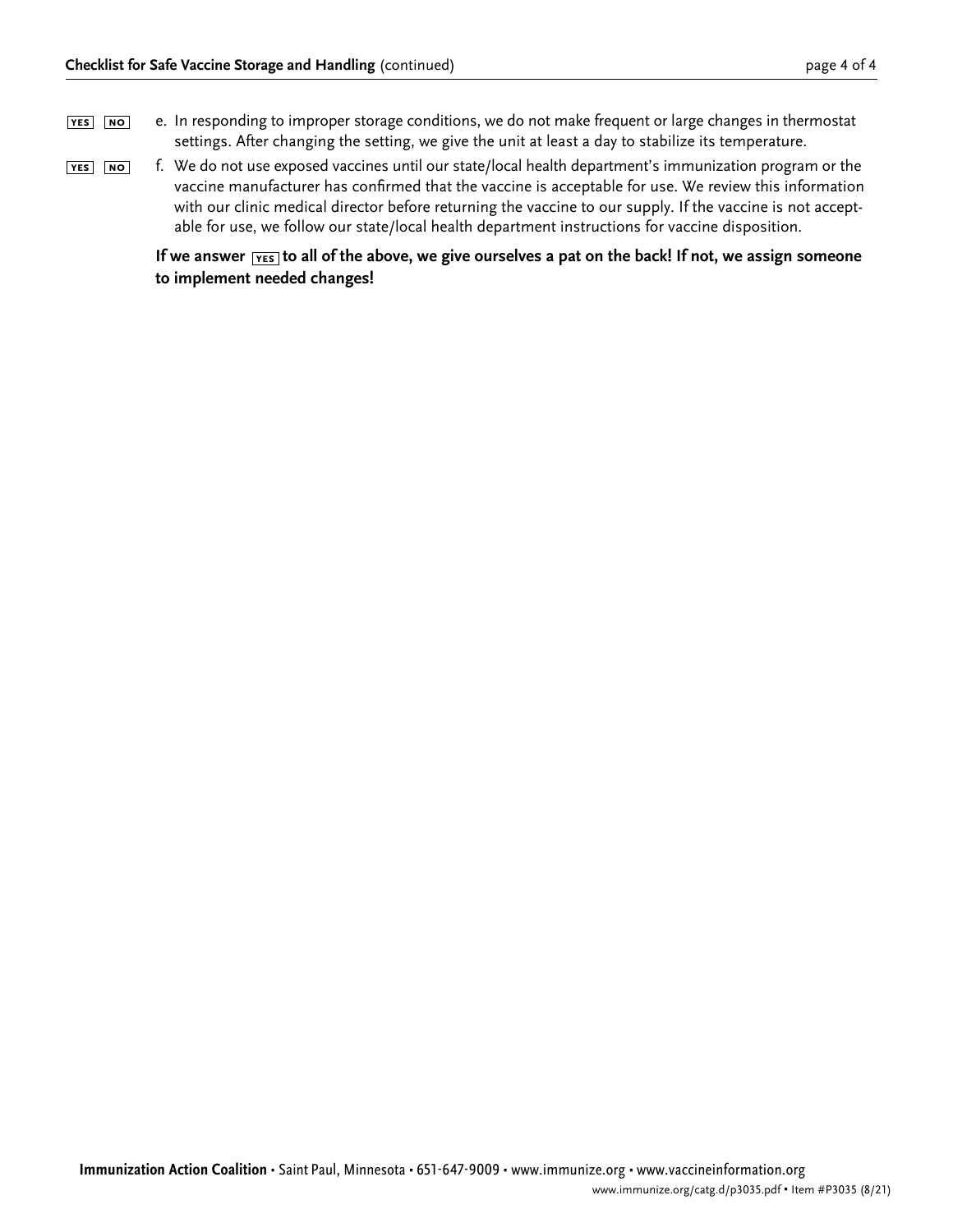YES NO e. In responding to improper storage conditions, we do not make frequent or large changes in thermostat settings. After changing the setting, we give the unit at least a day to stabilize its temperature.

YES NO f. We do not use exposed vaccines until our state/local health department's immunization program or the vaccine manufacturer has confirmed that the vaccine is acceptable for use. We review this information with our clinic medical director before returning the vaccine to our supply. If the vaccine is not acceptable for use, we follow our state/local health department instructions for vaccine disposition.

**If we answer YES to all of the above, we give ourselves a pat on the back! If not, we assign someone to implement needed changes!**

**Immunization Action Coalition** • Saint Paul, Minnesota • 651-647-9009 • www.immunize.org • www.vaccineinformation.org

www.immunize.org/catg.d/p3035.pdf • Item #P3035 (8/21)